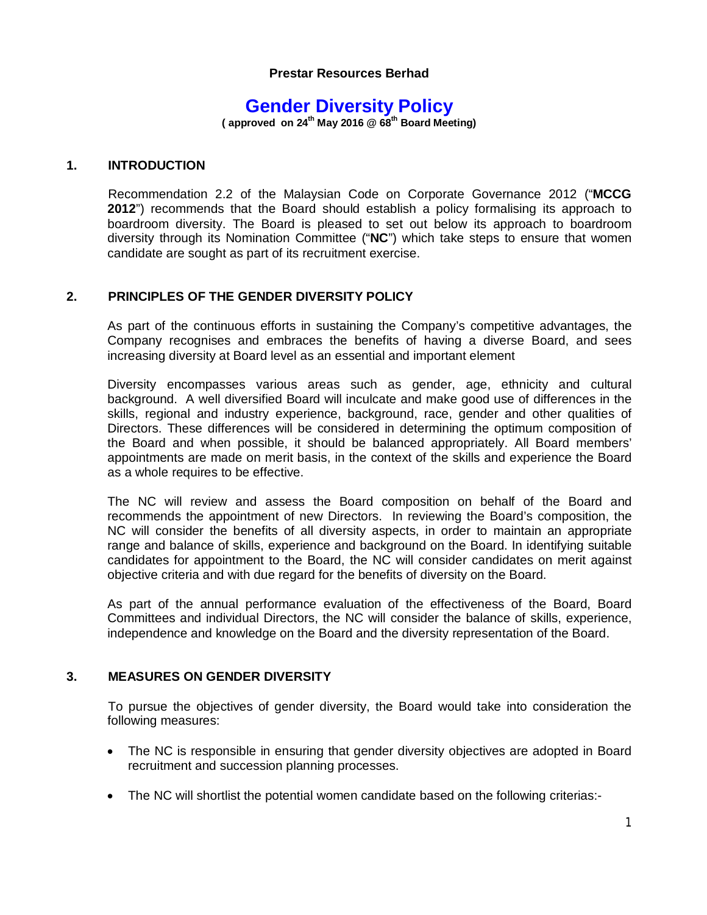**Prestar Resources Berhad**

# Gender Diversity Policy

**( approved on 24th May 2016 @ 68th Board Meeting)**

## 1. INTRODUCTION

Recommendation 2.2 of the Malaysian Code on Corporate Governance 2012 ("**MCCG 2012**") recommends that the Board should establish a policy formalising its approach to boardroom diversity. The Board is pleased to set out below its approach to boardroom diversity through its Nomination Committee ("**NC**") which take steps to ensure that women candidate are sought as part of its recruitment exercise.

## 2. PRINCIPLES OF THE GENDER DIVERSITY POLICY

As part of the continuous efforts in sustaining the Company's competitive advantages, the Company recognises and embraces the benefits of having a diverse Board, and sees increasing diversity at Board level as an essential and important element

Diversity encompasses various areas such as gender, age, ethnicity and cultural background. A well diversified Board will inculcate and make good use of differences in the skills, regional and industry experience, background, race, gender and other qualities of Directors. These differences will be considered in determining the optimum composition of the Board and when possible, it should be balanced appropriately. All Board members' appointments are made on merit basis, in the context of the skills and experience the Board as a whole requires to be effective.

The NC will review and assess the Board composition on behalf of the Board and recommends the appointment of new Directors. In reviewing the Board's composition, the NC will consider the benefits of all diversity aspects, in order to maintain an appropriate range and balance of skills, experience and background on the Board. In identifying suitable candidates for appointment to the Board, the NC will consider candidates on merit against objective criteria and with due regard for the benefits of diversity on the Board.

As part of the annual performance evaluation of the effectiveness of the Board, Board Committees and individual Directors, the NC will consider the balance of skills, experience, independence and knowledge on the Board and the diversity representation of the Board.

## 3. MEASURES ON GENDER DIVERSITY

To pursue the objectives of gender diversity, the Board would take into consideration the following measures:

- The NC is responsible in ensuring that gender diversity objectives are adopted in Board recruitment and succession planning processes.
- The NC will shortlist the potential women candidate based on the following criterias:-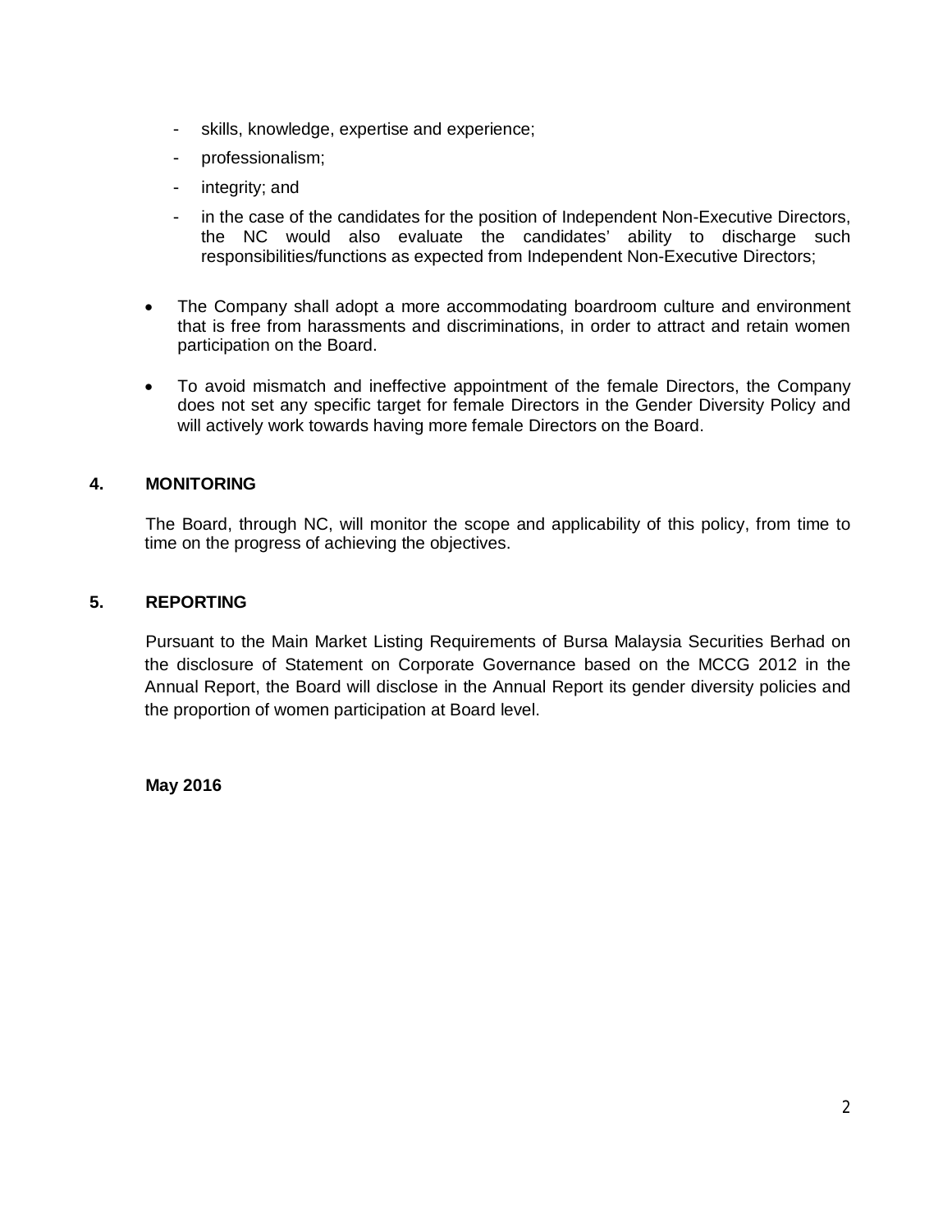- skills, knowledge, expertise and experience;
- professionalism;
- integrity; and
- in the case of the candidates for the position of Independent Non-Executive Directors, the NC would also evaluate the candidates' ability to discharge such responsibilities/functions as expected from Independent Non-Executive Directors;

- The Company shall adopt a more accommodating boardroom culture and environment that is free from harassments and discriminations, in order to attract and retain women participation on the Board.
- To avoid mismatch and ineffective appointment of the female Directors, the Company does not set any specific target for female Directors in the Gender Diversity Policy and will actively work towards having more female Directors on the Board.

## 4. MONITORING

The Board, through NC, will monitor the scope and applicability of this policy, from time to time on the progress of achieving the objectives.

## 5. REPORTING

Pursuant to the Main Market Listing Requirements of Bursa Malaysia Securities Berhad on the disclosure of Statement on Corporate Governance based on the MCCG 2012 in the Annual Report, the Board will disclose in the Annual Report its gender diversity policies and the proportion of women participation at Board level.

**May 2016**